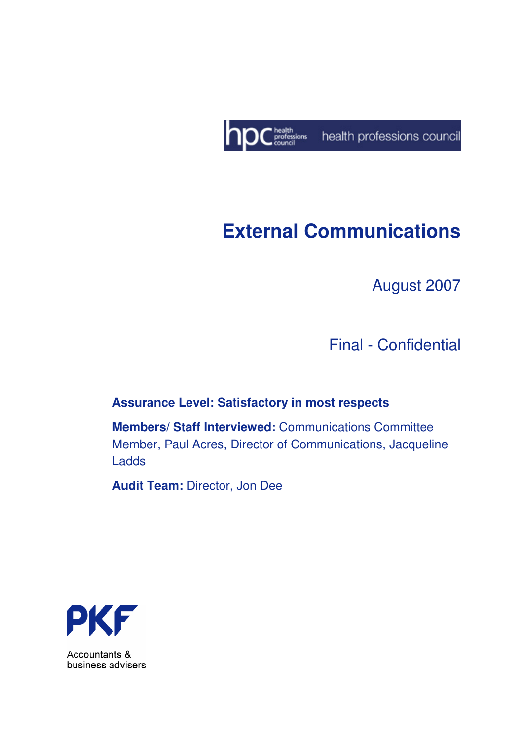health professions council

# External Communications

August 2007

Final - Confidential

**Assurance Level: Satisfactory in most respects**

**Members/ Staff Interviewed:** Communications Committee Member, Paul Acres, Director of Communications, Jacqueline Ladds

**Audit Team:** Director, Jon Dee

PKF

Accountants & business advisers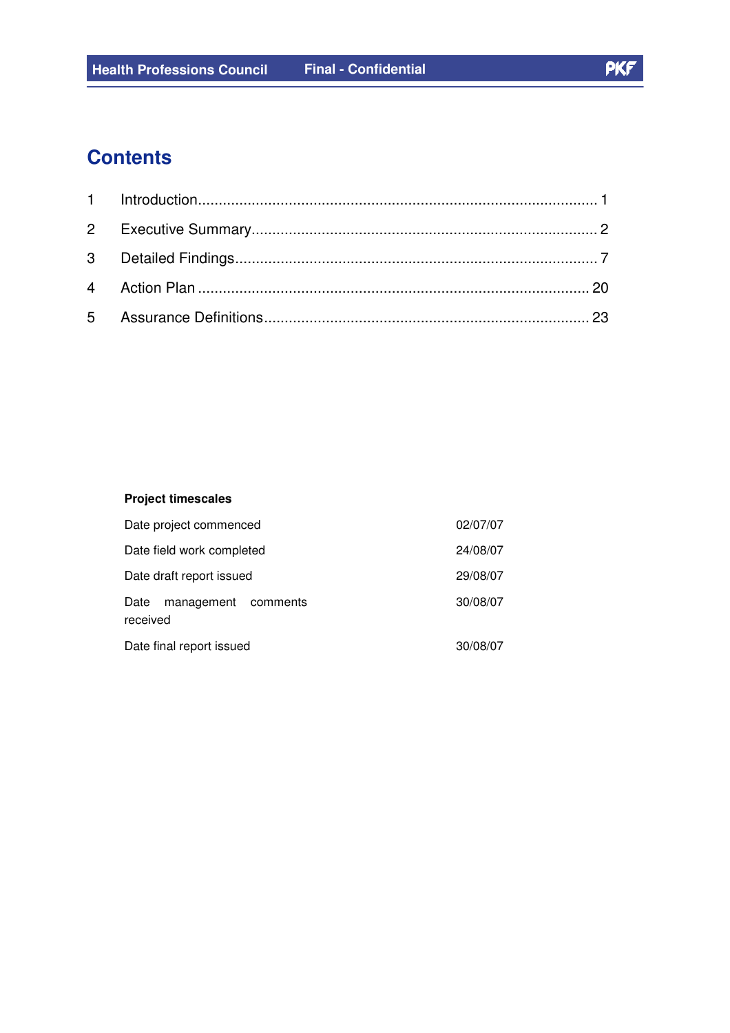# Contents

| | | |
|---|---|---|
| 1 | Introduction | 1 |
| 2 | Executive Summary | 2 |
| 3 | Detailed Findings | 7 |
| 4 | Action Plan | 20 |
| 5 | Assurance Definitions | 23 |

**Project timescales**

| | |
|---|---|
| Date project commenced | 02/07/07 |
| Date field work completed | 24/08/07 |
| Date draft report issued | 29/08/07 |
| Date management comments received | 30/08/07 |
| Date final report issued | 30/08/07 |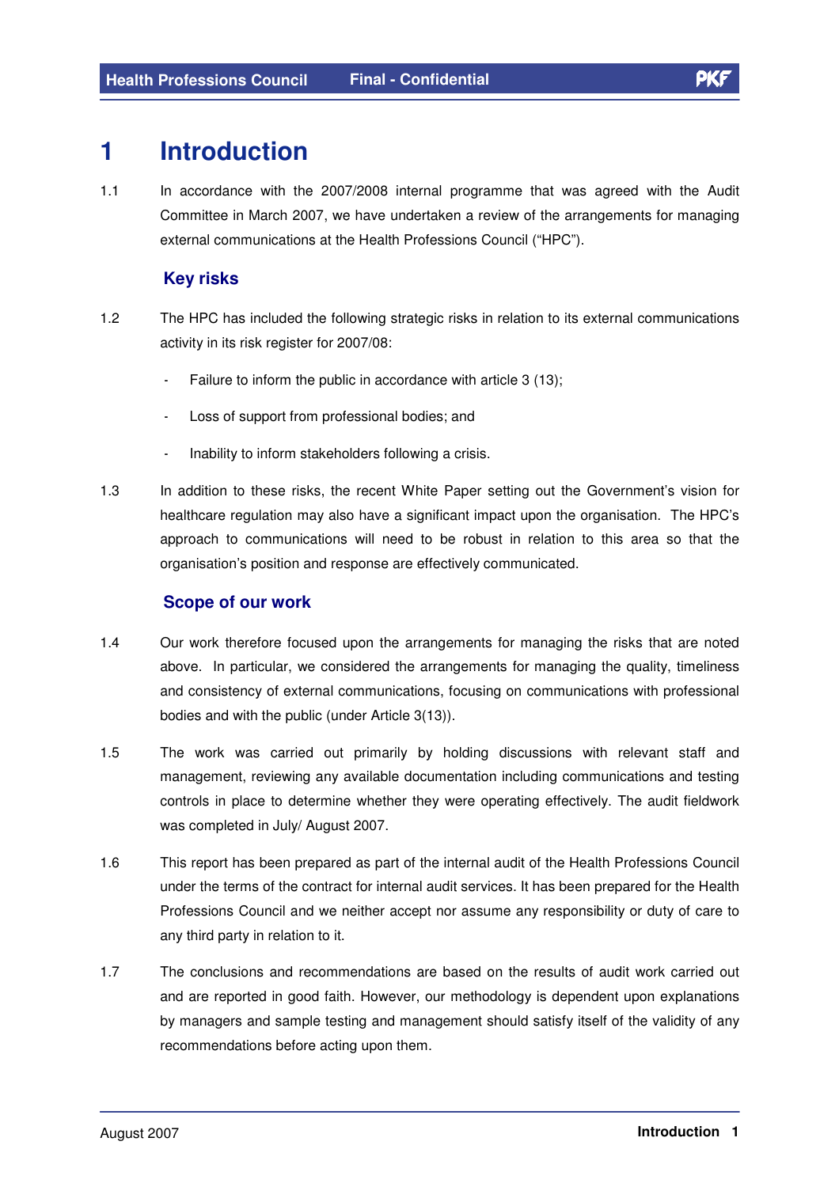# 1 Introduction

1.1 In accordance with the 2007/2008 internal programme that was agreed with the Audit Committee in March 2007, we have undertaken a review of the arrangements for managing external communications at the Health Professions Council ("HPC").

## Key risks

1.2 The HPC has included the following strategic risks in relation to its external communications activity in its risk register for 2007/08:

- Failure to inform the public in accordance with article 3 (13);
- Loss of support from professional bodies; and
- Inability to inform stakeholders following a crisis.

1.3 In addition to these risks, the recent White Paper setting out the Government's vision for healthcare regulation may also have a significant impact upon the organisation. The HPC's approach to communications will need to be robust in relation to this area so that the organisation's position and response are effectively communicated.

## Scope of our work

1.4 Our work therefore focused upon the arrangements for managing the risks that are noted above. In particular, we considered the arrangements for managing the quality, timeliness and consistency of external communications, focusing on communications with professional bodies and with the public (under Article 3(13)).

1.5 The work was carried out primarily by holding discussions with relevant staff and management, reviewing any available documentation including communications and testing controls in place to determine whether they were operating effectively. The audit fieldwork was completed in July/ August 2007.

1.6 This report has been prepared as part of the internal audit of the Health Professions Council under the terms of the contract for internal audit services. It has been prepared for the Health Professions Council and we neither accept nor assume any responsibility or duty of care to any third party in relation to it.

1.7 The conclusions and recommendations are based on the results of audit work carried out and are reported in good faith. However, our methodology is dependent upon explanations by managers and sample testing and management should satisfy itself of the validity of any recommendations before acting upon them.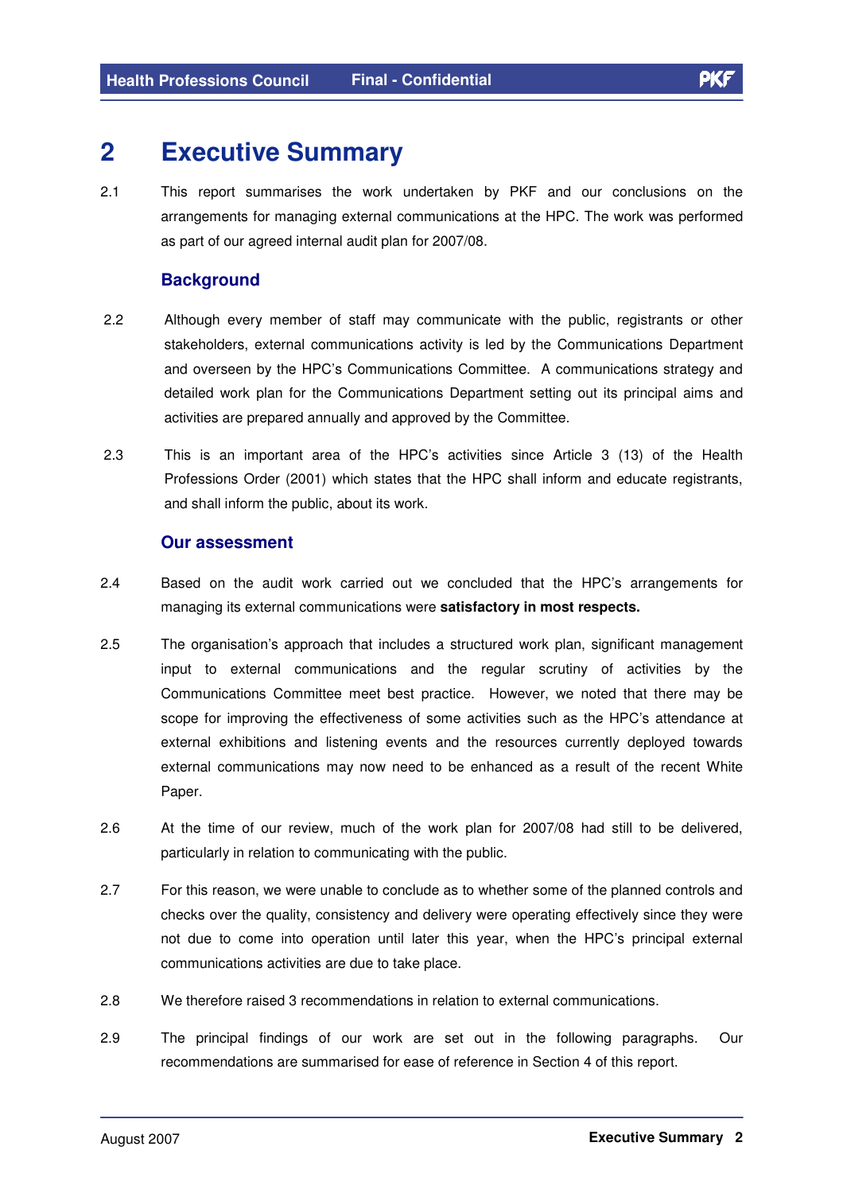# 2 Executive Summary

2.1 This report summarises the work undertaken by PKF and our conclusions on the arrangements for managing external communications at the HPC. The work was performed as part of our agreed internal audit plan for 2007/08.

## Background

2.2 Although every member of staff may communicate with the public, registrants or other stakeholders, external communications activity is led by the Communications Department and overseen by the HPC's Communications Committee. A communications strategy and detailed work plan for the Communications Department setting out its principal aims and activities are prepared annually and approved by the Committee.

2.3 This is an important area of the HPC's activities since Article 3 (13) of the Health Professions Order (2001) which states that the HPC shall inform and educate registrants, and shall inform the public, about its work.

## Our assessment

2.4 Based on the audit work carried out we concluded that the HPC's arrangements for managing its external communications were **satisfactory in most respects.**

2.5 The organisation's approach that includes a structured work plan, significant management input to external communications and the regular scrutiny of activities by the Communications Committee meet best practice. However, we noted that there may be scope for improving the effectiveness of some activities such as the HPC's attendance at external exhibitions and listening events and the resources currently deployed towards external communications may now need to be enhanced as a result of the recent White Paper.

2.6 At the time of our review, much of the work plan for 2007/08 had still to be delivered, particularly in relation to communicating with the public.

2.7 For this reason, we were unable to conclude as to whether some of the planned controls and checks over the quality, consistency and delivery were operating effectively since they were not due to come into operation until later this year, when the HPC's principal external communications activities are due to take place.

2.8 We therefore raised 3 recommendations in relation to external communications.

2.9 The principal findings of our work are set out in the following paragraphs. Our recommendations are summarised for ease of reference in Section 4 of this report.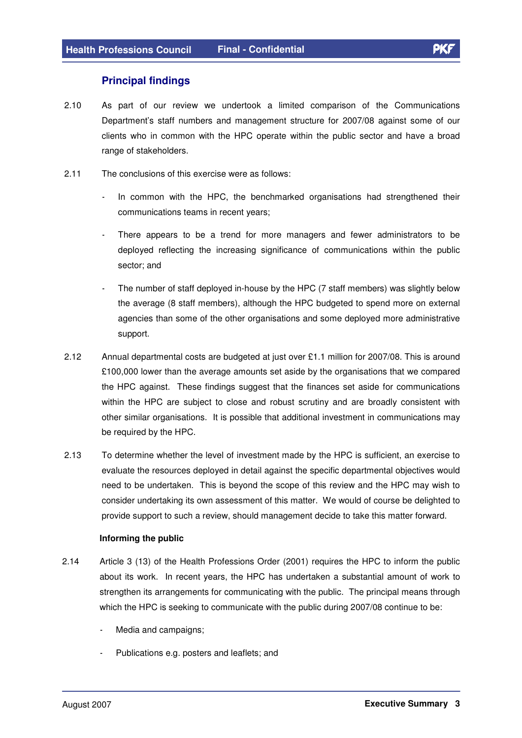## Principal findings

2.10 As part of our review we undertook a limited comparison of the Communications Department's staff numbers and management structure for 2007/08 against some of our clients who in common with the HPC operate within the public sector and have a broad range of stakeholders.

2.11 The conclusions of this exercise were as follows:

- In common with the HPC, the benchmarked organisations had strengthened their communications teams in recent years;
- There appears to be a trend for more managers and fewer administrators to be deployed reflecting the increasing significance of communications within the public sector; and
- The number of staff deployed in-house by the HPC (7 staff members) was slightly below the average (8 staff members), although the HPC budgeted to spend more on external agencies than some of the other organisations and some deployed more administrative support.

2.12 Annual departmental costs are budgeted at just over £1.1 million for 2007/08. This is around £100,000 lower than the average amounts set aside by the organisations that we compared the HPC against. These findings suggest that the finances set aside for communications within the HPC are subject to close and robust scrutiny and are broadly consistent with other similar organisations. It is possible that additional investment in communications may be required by the HPC.

2.13 To determine whether the level of investment made by the HPC is sufficient, an exercise to evaluate the resources deployed in detail against the specific departmental objectives would need to be undertaken. This is beyond the scope of this review and the HPC may wish to consider undertaking its own assessment of this matter. We would of course be delighted to provide support to such a review, should management decide to take this matter forward.

**Informing the public**

2.14 Article 3 (13) of the Health Professions Order (2001) requires the HPC to inform the public about its work. In recent years, the HPC has undertaken a substantial amount of work to strengthen its arrangements for communicating with the public. The principal means through which the HPC is seeking to communicate with the public during 2007/08 continue to be:

- Media and campaigns;
- Publications e.g. posters and leaflets; and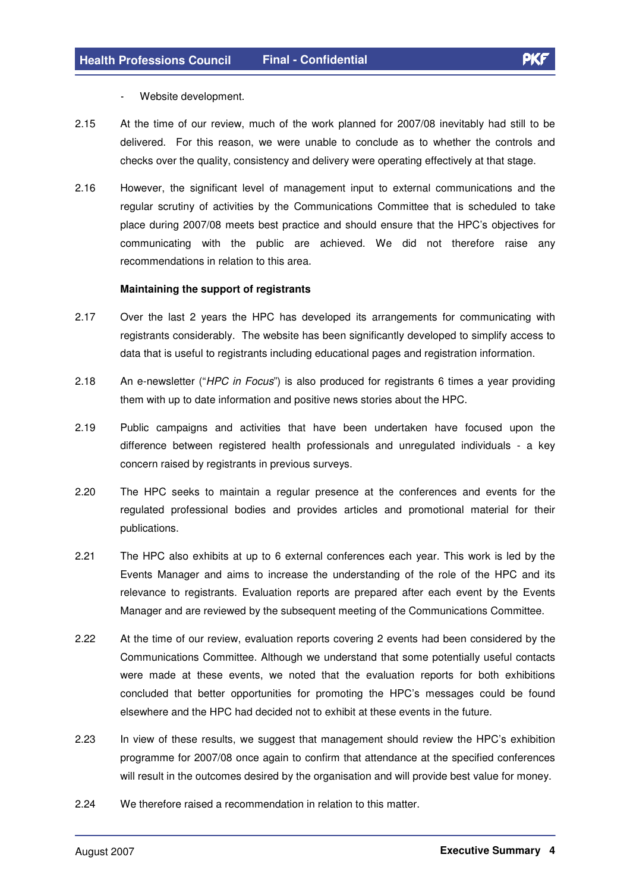- Website development.

2.15 At the time of our review, much of the work planned for 2007/08 inevitably had still to be delivered. For this reason, we were unable to conclude as to whether the controls and checks over the quality, consistency and delivery were operating effectively at that stage.

2.16 However, the significant level of management input to external communications and the regular scrutiny of activities by the Communications Committee that is scheduled to take place during 2007/08 meets best practice and should ensure that the HPC's objectives for communicating with the public are achieved. We did not therefore raise any recommendations in relation to this area.

**Maintaining the support of registrants**

2.17 Over the last 2 years the HPC has developed its arrangements for communicating with registrants considerably. The website has been significantly developed to simplify access to data that is useful to registrants including educational pages and registration information.

2.18 An e-newsletter ("*HPC in Focus*") is also produced for registrants 6 times a year providing them with up to date information and positive news stories about the HPC.

2.19 Public campaigns and activities that have been undertaken have focused upon the difference between registered health professionals and unregulated individuals - a key concern raised by registrants in previous surveys.

2.20 The HPC seeks to maintain a regular presence at the conferences and events for the regulated professional bodies and provides articles and promotional material for their publications.

2.21 The HPC also exhibits at up to 6 external conferences each year. This work is led by the Events Manager and aims to increase the understanding of the role of the HPC and its relevance to registrants. Evaluation reports are prepared after each event by the Events Manager and are reviewed by the subsequent meeting of the Communications Committee.

2.22 At the time of our review, evaluation reports covering 2 events had been considered by the Communications Committee. Although we understand that some potentially useful contacts were made at these events, we noted that the evaluation reports for both exhibitions concluded that better opportunities for promoting the HPC's messages could be found elsewhere and the HPC had decided not to exhibit at these events in the future.

2.23 In view of these results, we suggest that management should review the HPC's exhibition programme for 2007/08 once again to confirm that attendance at the specified conferences will result in the outcomes desired by the organisation and will provide best value for money.

2.24 We therefore raised a recommendation in relation to this matter.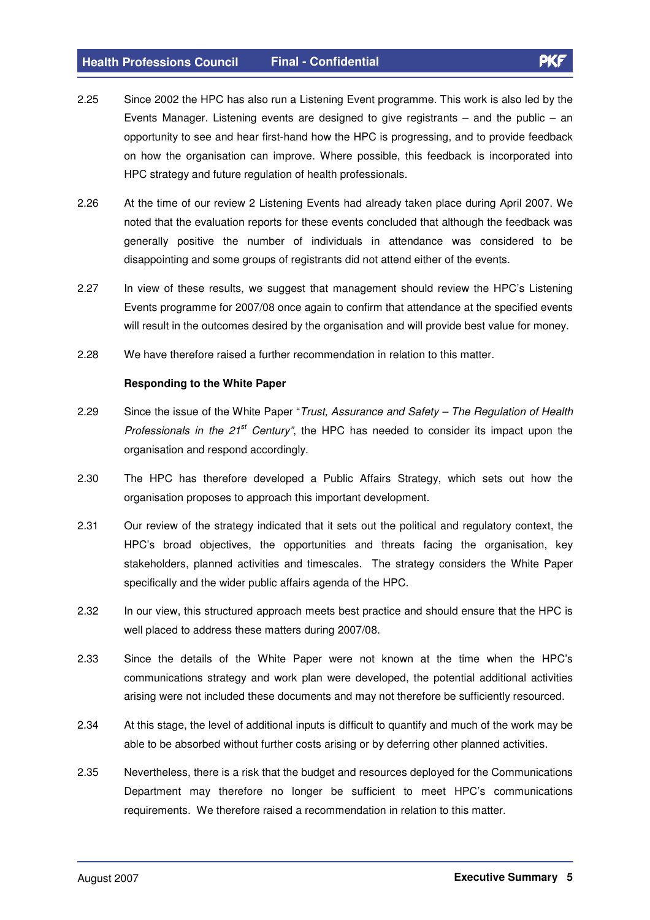2.25 Since 2002 the HPC has also run a Listening Event programme. This work is also led by the Events Manager. Listening events are designed to give registrants – and the public – an opportunity to see and hear first-hand how the HPC is progressing, and to provide feedback on how the organisation can improve. Where possible, this feedback is incorporated into HPC strategy and future regulation of health professionals.

2.26 At the time of our review 2 Listening Events had already taken place during April 2007. We noted that the evaluation reports for these events concluded that although the feedback was generally positive the number of individuals in attendance was considered to be disappointing and some groups of registrants did not attend either of the events.

2.27 In view of these results, we suggest that management should review the HPC's Listening Events programme for 2007/08 once again to confirm that attendance at the specified events will result in the outcomes desired by the organisation and will provide best value for money.

2.28 We have therefore raised a further recommendation in relation to this matter.

**Responding to the White Paper**

2.29 Since the issue of the White Paper "*Trust, Assurance and Safety – The Regulation of Health Professionals in the 21st Century*", the HPC has needed to consider its impact upon the organisation and respond accordingly.

2.30 The HPC has therefore developed a Public Affairs Strategy, which sets out how the organisation proposes to approach this important development.

2.31 Our review of the strategy indicated that it sets out the political and regulatory context, the HPC's broad objectives, the opportunities and threats facing the organisation, key stakeholders, planned activities and timescales. The strategy considers the White Paper specifically and the wider public affairs agenda of the HPC.

2.32 In our view, this structured approach meets best practice and should ensure that the HPC is well placed to address these matters during 2007/08.

2.33 Since the details of the White Paper were not known at the time when the HPC's communications strategy and work plan were developed, the potential additional activities arising were not included these documents and may not therefore be sufficiently resourced.

2.34 At this stage, the level of additional inputs is difficult to quantify and much of the work may be able to be absorbed without further costs arising or by deferring other planned activities.

2.35 Nevertheless, there is a risk that the budget and resources deployed for the Communications Department may therefore no longer be sufficient to meet HPC's communications requirements. We therefore raised a recommendation in relation to this matter.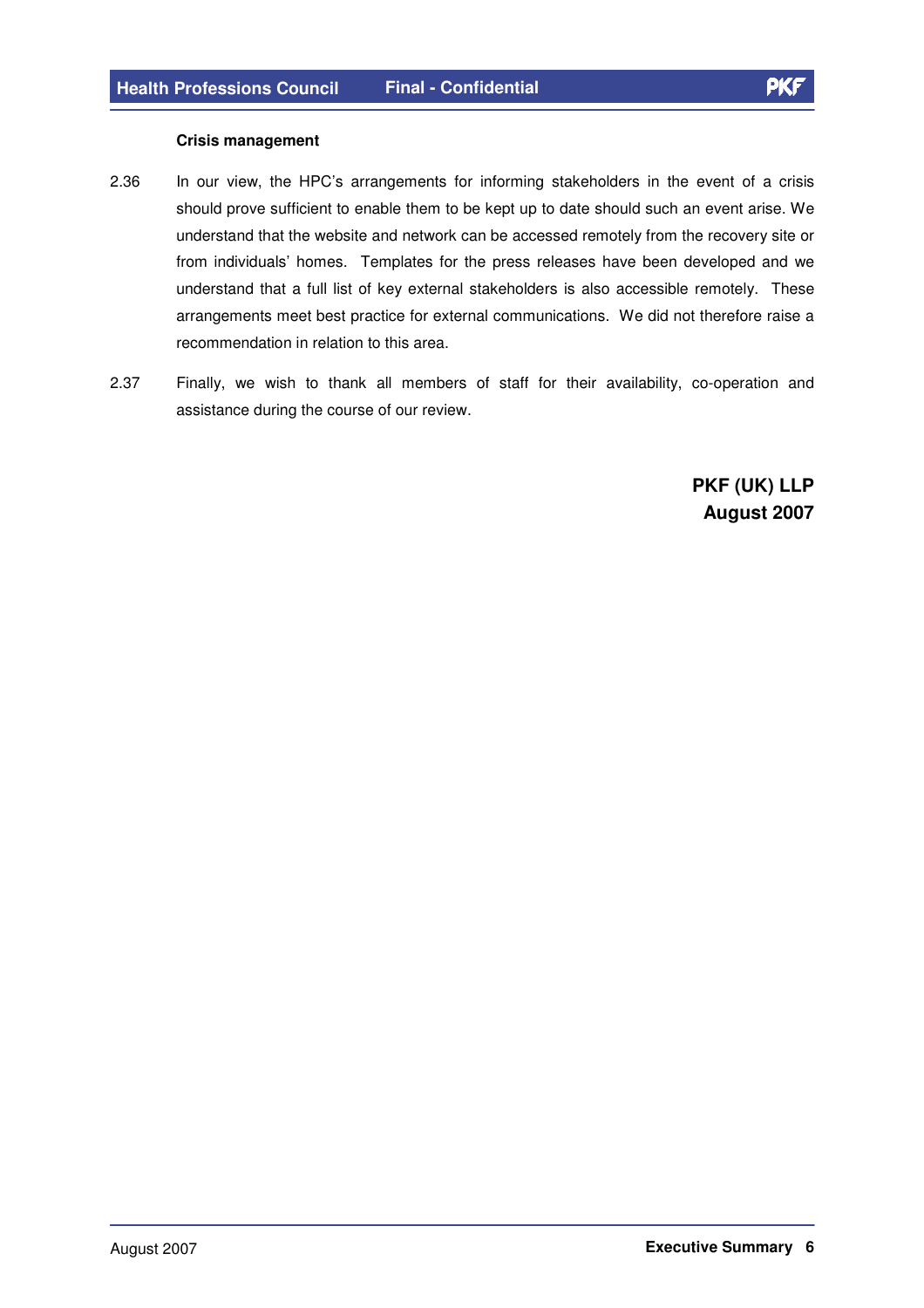**Crisis management**

2.36 In our view, the HPC's arrangements for informing stakeholders in the event of a crisis should prove sufficient to enable them to be kept up to date should such an event arise. We understand that the website and network can be accessed remotely from the recovery site or from individuals' homes. Templates for the press releases have been developed and we understand that a full list of key external stakeholders is also accessible remotely. These arrangements meet best practice for external communications. We did not therefore raise a recommendation in relation to this area.

2.37 Finally, we wish to thank all members of staff for their availability, co-operation and assistance during the course of our review.

**PKF (UK) LLP**
**August 2007**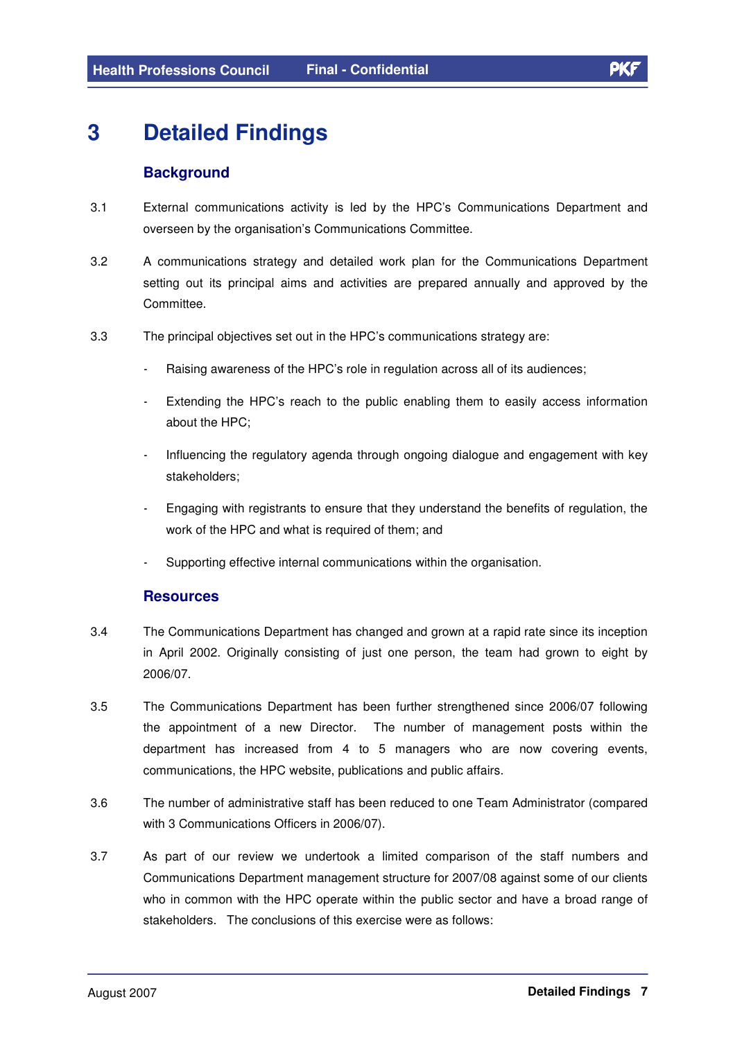# 3 Detailed Findings

## Background

3.1 External communications activity is led by the HPC's Communications Department and overseen by the organisation's Communications Committee.

3.2 A communications strategy and detailed work plan for the Communications Department setting out its principal aims and activities are prepared annually and approved by the Committee.

3.3 The principal objectives set out in the HPC's communications strategy are:

- Raising awareness of the HPC's role in regulation across all of its audiences;
- Extending the HPC's reach to the public enabling them to easily access information about the HPC;
- Influencing the regulatory agenda through ongoing dialogue and engagement with key stakeholders;
- Engaging with registrants to ensure that they understand the benefits of regulation, the work of the HPC and what is required of them; and
- Supporting effective internal communications within the organisation.

## Resources

3.4 The Communications Department has changed and grown at a rapid rate since its inception in April 2002. Originally consisting of just one person, the team had grown to eight by 2006/07.

3.5 The Communications Department has been further strengthened since 2006/07 following the appointment of a new Director. The number of management posts within the department has increased from 4 to 5 managers who are now covering events, communications, the HPC website, publications and public affairs.

3.6 The number of administrative staff has been reduced to one Team Administrator (compared with 3 Communications Officers in 2006/07).

3.7 As part of our review we undertook a limited comparison of the staff numbers and Communications Department management structure for 2007/08 against some of our clients who in common with the HPC operate within the public sector and have a broad range of stakeholders. The conclusions of this exercise were as follows: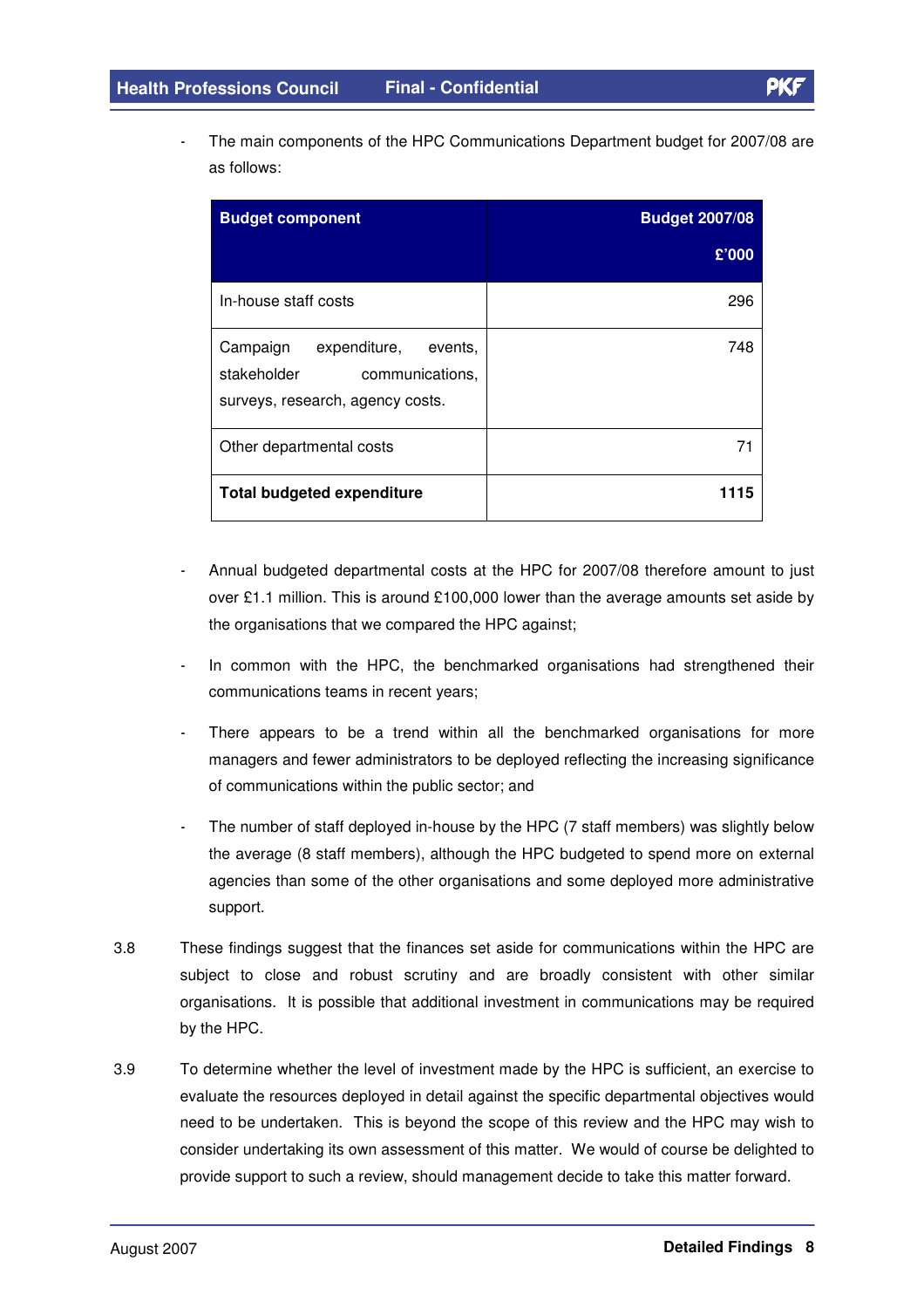- The main components of the HPC Communications Department budget for 2007/08 are as follows:

| Budget component | Budget 2007/08 £'000 |
|---|---|
| In-house staff costs | 296 |
| Campaign expenditure, events, stakeholder communications, surveys, research, agency costs. | 748 |
| Other departmental costs | 71 |
| **Total budgeted expenditure** | **1115** |

- Annual budgeted departmental costs at the HPC for 2007/08 therefore amount to just over £1.1 million. This is around £100,000 lower than the average amounts set aside by the organisations that we compared the HPC against;

- In common with the HPC, the benchmarked organisations had strengthened their communications teams in recent years;

- There appears to be a trend within all the benchmarked organisations for more managers and fewer administrators to be deployed reflecting the increasing significance of communications within the public sector; and

- The number of staff deployed in-house by the HPC (7 staff members) was slightly below the average (8 staff members), although the HPC budgeted to spend more on external agencies than some of the other organisations and some deployed more administrative support.

3.8 These findings suggest that the finances set aside for communications within the HPC are subject to close and robust scrutiny and are broadly consistent with other similar organisations. It is possible that additional investment in communications may be required by the HPC.

3.9 To determine whether the level of investment made by the HPC is sufficient, an exercise to evaluate the resources deployed in detail against the specific departmental objectives would need to be undertaken. This is beyond the scope of this review and the HPC may wish to consider undertaking its own assessment of this matter. We would of course be delighted to provide support to such a review, should management decide to take this matter forward.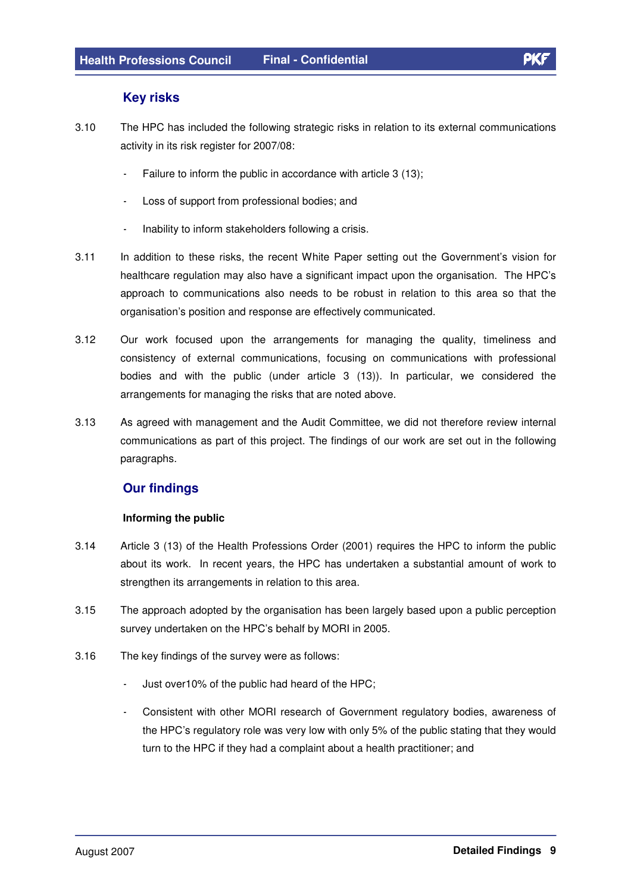## Key risks

3.10 The HPC has included the following strategic risks in relation to its external communications activity in its risk register for 2007/08:

- Failure to inform the public in accordance with article 3 (13);
- Loss of support from professional bodies; and
- Inability to inform stakeholders following a crisis.

3.11 In addition to these risks, the recent White Paper setting out the Government's vision for healthcare regulation may also have a significant impact upon the organisation. The HPC's approach to communications also needs to be robust in relation to this area so that the organisation's position and response are effectively communicated.

3.12 Our work focused upon the arrangements for managing the quality, timeliness and consistency of external communications, focusing on communications with professional bodies and with the public (under article 3 (13)). In particular, we considered the arrangements for managing the risks that are noted above.

3.13 As agreed with management and the Audit Committee, we did not therefore review internal communications as part of this project. The findings of our work are set out in the following paragraphs.

## Our findings

**Informing the public**

3.14 Article 3 (13) of the Health Professions Order (2001) requires the HPC to inform the public about its work. In recent years, the HPC has undertaken a substantial amount of work to strengthen its arrangements in relation to this area.

3.15 The approach adopted by the organisation has been largely based upon a public perception survey undertaken on the HPC's behalf by MORI in 2005.

3.16 The key findings of the survey were as follows:

- Just over10% of the public had heard of the HPC;
- Consistent with other MORI research of Government regulatory bodies, awareness of the HPC's regulatory role was very low with only 5% of the public stating that they would turn to the HPC if they had a complaint about a health practitioner; and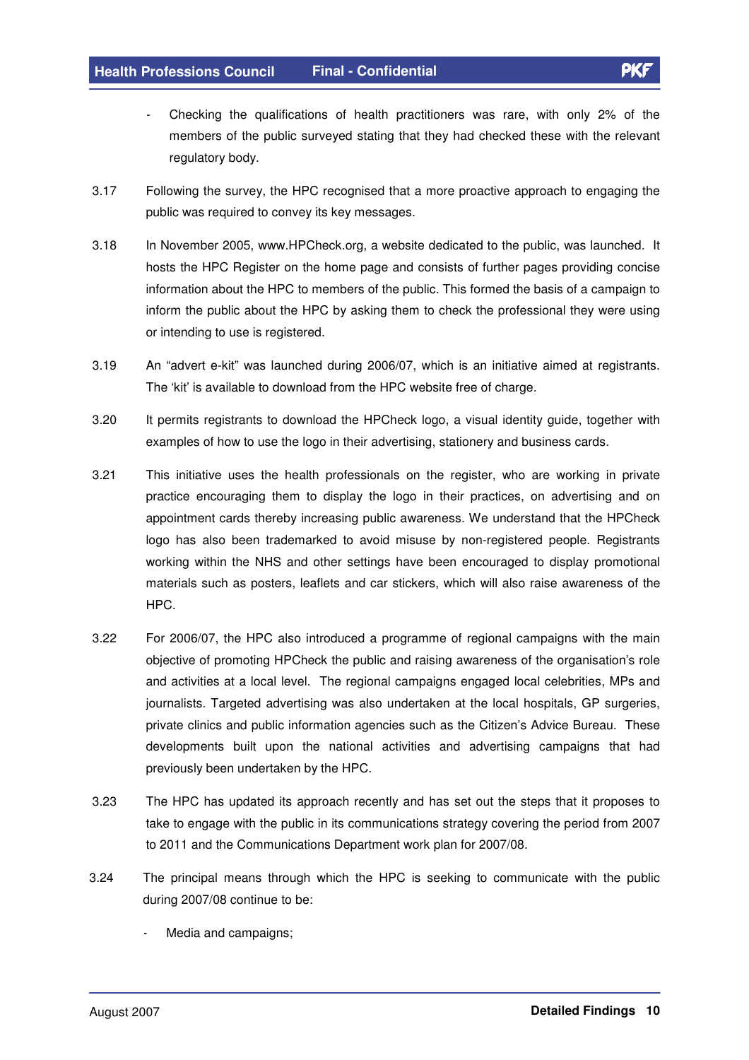- Checking the qualifications of health practitioners was rare, with only 2% of the members of the public surveyed stating that they had checked these with the relevant regulatory body.

3.17 Following the survey, the HPC recognised that a more proactive approach to engaging the public was required to convey its key messages.

3.18 In November 2005, www.HPCheck.org, a website dedicated to the public, was launched. It hosts the HPC Register on the home page and consists of further pages providing concise information about the HPC to members of the public. This formed the basis of a campaign to inform the public about the HPC by asking them to check the professional they were using or intending to use is registered.

3.19 An "advert e-kit" was launched during 2006/07, which is an initiative aimed at registrants. The 'kit' is available to download from the HPC website free of charge.

3.20 It permits registrants to download the HPCheck logo, a visual identity guide, together with examples of how to use the logo in their advertising, stationery and business cards.

3.21 This initiative uses the health professionals on the register, who are working in private practice encouraging them to display the logo in their practices, on advertising and on appointment cards thereby increasing public awareness. We understand that the HPCheck logo has also been trademarked to avoid misuse by non-registered people. Registrants working within the NHS and other settings have been encouraged to display promotional materials such as posters, leaflets and car stickers, which will also raise awareness of the HPC.

3.22 For 2006/07, the HPC also introduced a programme of regional campaigns with the main objective of promoting HPCheck the public and raising awareness of the organisation's role and activities at a local level. The regional campaigns engaged local celebrities, MPs and journalists. Targeted advertising was also undertaken at the local hospitals, GP surgeries, private clinics and public information agencies such as the Citizen's Advice Bureau. These developments built upon the national activities and advertising campaigns that had previously been undertaken by the HPC.

3.23 The HPC has updated its approach recently and has set out the steps that it proposes to take to engage with the public in its communications strategy covering the period from 2007 to 2011 and the Communications Department work plan for 2007/08.

3.24 The principal means through which the HPC is seeking to communicate with the public during 2007/08 continue to be:

- Media and campaigns;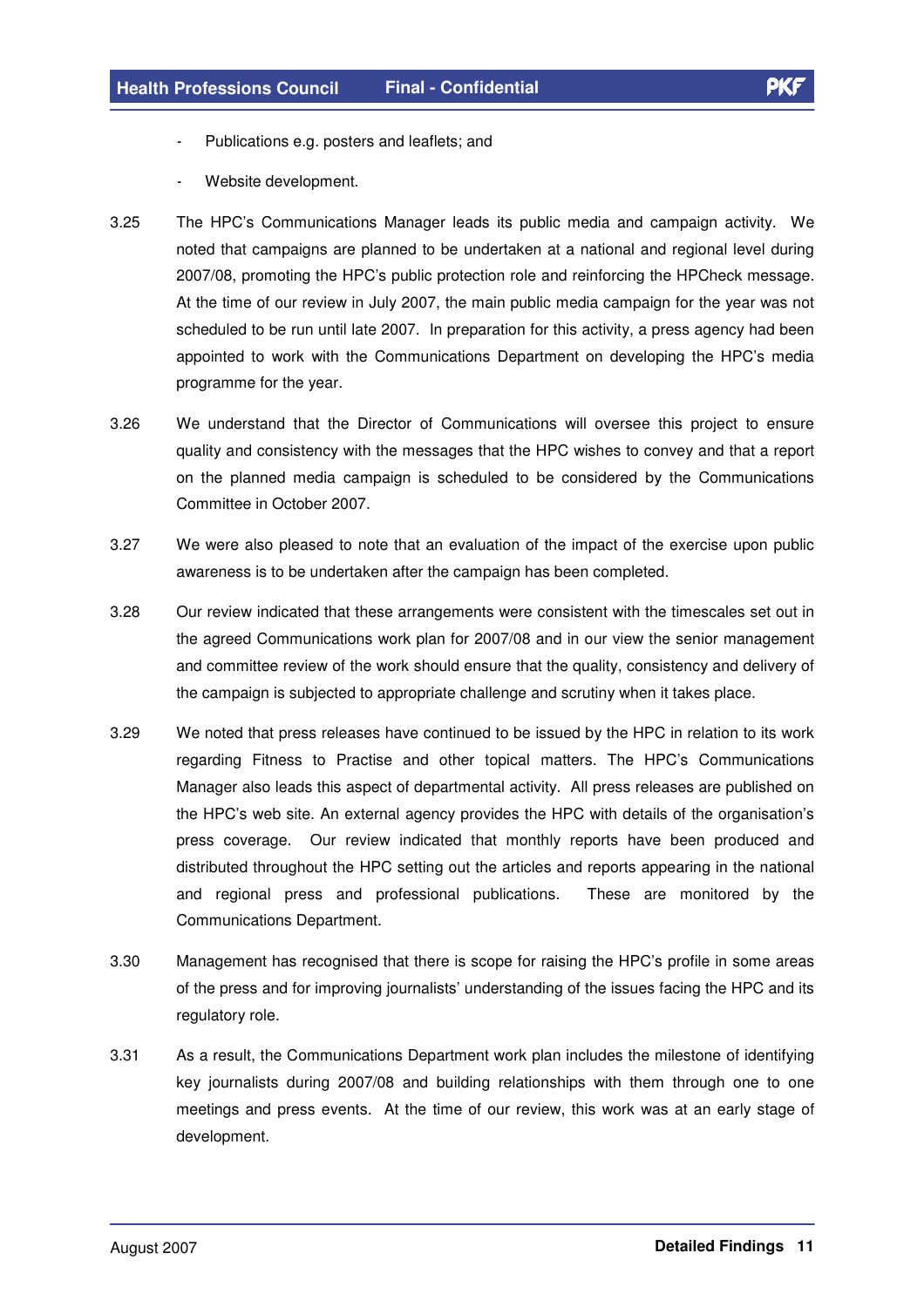- Publications e.g. posters and leaflets; and
- Website development.

3.25 The HPC's Communications Manager leads its public media and campaign activity. We noted that campaigns are planned to be undertaken at a national and regional level during 2007/08, promoting the HPC's public protection role and reinforcing the HPCheck message. At the time of our review in July 2007, the main public media campaign for the year was not scheduled to be run until late 2007. In preparation for this activity, a press agency had been appointed to work with the Communications Department on developing the HPC's media programme for the year.

3.26 We understand that the Director of Communications will oversee this project to ensure quality and consistency with the messages that the HPC wishes to convey and that a report on the planned media campaign is scheduled to be considered by the Communications Committee in October 2007.

3.27 We were also pleased to note that an evaluation of the impact of the exercise upon public awareness is to be undertaken after the campaign has been completed.

3.28 Our review indicated that these arrangements were consistent with the timescales set out in the agreed Communications work plan for 2007/08 and in our view the senior management and committee review of the work should ensure that the quality, consistency and delivery of the campaign is subjected to appropriate challenge and scrutiny when it takes place.

3.29 We noted that press releases have continued to be issued by the HPC in relation to its work regarding Fitness to Practise and other topical matters. The HPC's Communications Manager also leads this aspect of departmental activity. All press releases are published on the HPC's web site. An external agency provides the HPC with details of the organisation's press coverage. Our review indicated that monthly reports have been produced and distributed throughout the HPC setting out the articles and reports appearing in the national and regional press and professional publications. These are monitored by the Communications Department.

3.30 Management has recognised that there is scope for raising the HPC's profile in some areas of the press and for improving journalists' understanding of the issues facing the HPC and its regulatory role.

3.31 As a result, the Communications Department work plan includes the milestone of identifying key journalists during 2007/08 and building relationships with them through one to one meetings and press events. At the time of our review, this work was at an early stage of development.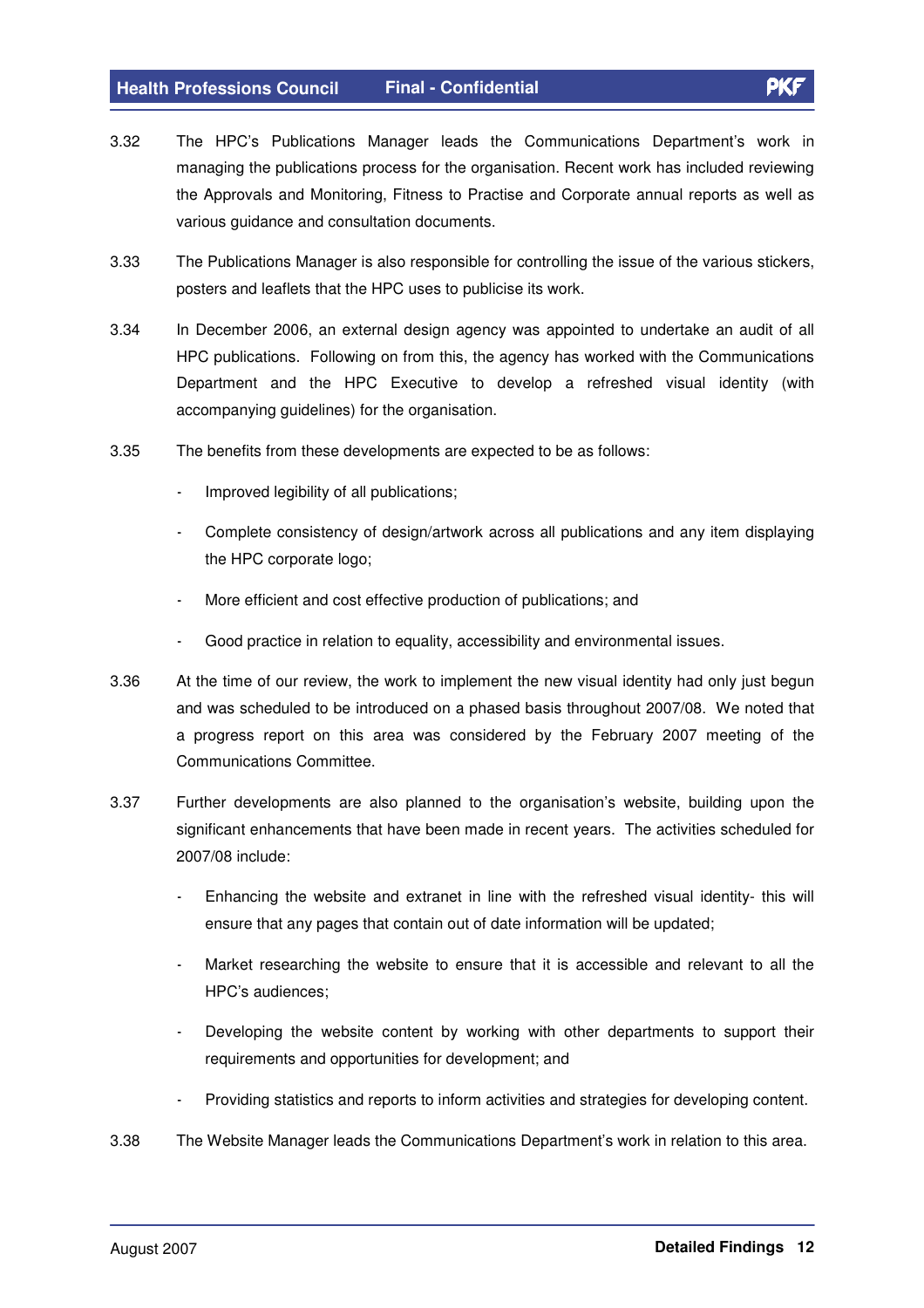3.32 The HPC's Publications Manager leads the Communications Department's work in managing the publications process for the organisation. Recent work has included reviewing the Approvals and Monitoring, Fitness to Practise and Corporate annual reports as well as various guidance and consultation documents.

3.33 The Publications Manager is also responsible for controlling the issue of the various stickers, posters and leaflets that the HPC uses to publicise its work.

3.34 In December 2006, an external design agency was appointed to undertake an audit of all HPC publications. Following on from this, the agency has worked with the Communications Department and the HPC Executive to develop a refreshed visual identity (with accompanying guidelines) for the organisation.

3.35 The benefits from these developments are expected to be as follows:

- Improved legibility of all publications;
- Complete consistency of design/artwork across all publications and any item displaying the HPC corporate logo;
- More efficient and cost effective production of publications; and
- Good practice in relation to equality, accessibility and environmental issues.

3.36 At the time of our review, the work to implement the new visual identity had only just begun and was scheduled to be introduced on a phased basis throughout 2007/08. We noted that a progress report on this area was considered by the February 2007 meeting of the Communications Committee.

3.37 Further developments are also planned to the organisation's website, building upon the significant enhancements that have been made in recent years. The activities scheduled for 2007/08 include:

- Enhancing the website and extranet in line with the refreshed visual identity- this will ensure that any pages that contain out of date information will be updated;
- Market researching the website to ensure that it is accessible and relevant to all the HPC's audiences;
- Developing the website content by working with other departments to support their requirements and opportunities for development; and
- Providing statistics and reports to inform activities and strategies for developing content.

3.38 The Website Manager leads the Communications Department's work in relation to this area.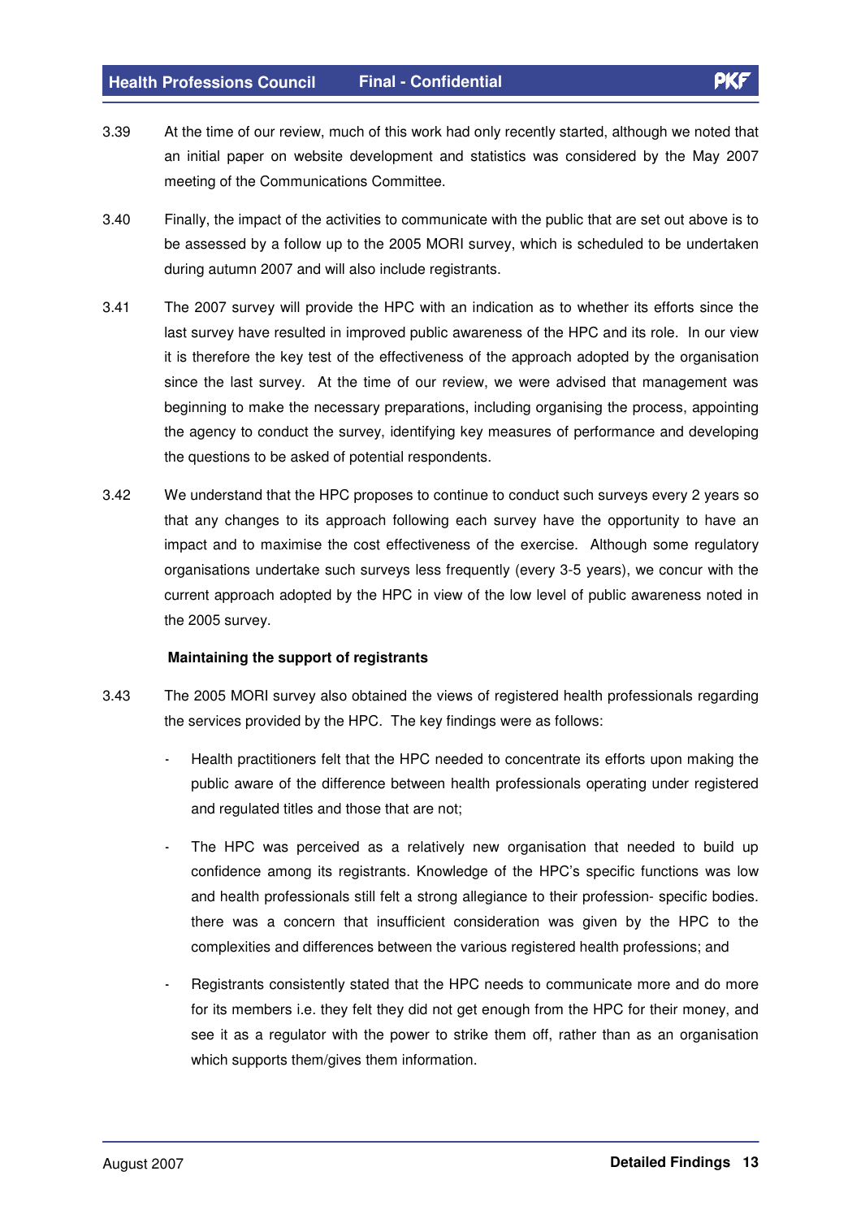3.39 At the time of our review, much of this work had only recently started, although we noted that an initial paper on website development and statistics was considered by the May 2007 meeting of the Communications Committee.

3.40 Finally, the impact of the activities to communicate with the public that are set out above is to be assessed by a follow up to the 2005 MORI survey, which is scheduled to be undertaken during autumn 2007 and will also include registrants.

3.41 The 2007 survey will provide the HPC with an indication as to whether its efforts since the last survey have resulted in improved public awareness of the HPC and its role. In our view it is therefore the key test of the effectiveness of the approach adopted by the organisation since the last survey. At the time of our review, we were advised that management was beginning to make the necessary preparations, including organising the process, appointing the agency to conduct the survey, identifying key measures of performance and developing the questions to be asked of potential respondents.

3.42 We understand that the HPC proposes to continue to conduct such surveys every 2 years so that any changes to its approach following each survey have the opportunity to have an impact and to maximise the cost effectiveness of the exercise. Although some regulatory organisations undertake such surveys less frequently (every 3-5 years), we concur with the current approach adopted by the HPC in view of the low level of public awareness noted in the 2005 survey.

**Maintaining the support of registrants**

3.43 The 2005 MORI survey also obtained the views of registered health professionals regarding the services provided by the HPC. The key findings were as follows:

- Health practitioners felt that the HPC needed to concentrate its efforts upon making the public aware of the difference between health professionals operating under registered and regulated titles and those that are not;

- The HPC was perceived as a relatively new organisation that needed to build up confidence among its registrants. Knowledge of the HPC's specific functions was low and health professionals still felt a strong allegiance to their profession- specific bodies. there was a concern that insufficient consideration was given by the HPC to the complexities and differences between the various registered health professions; and

- Registrants consistently stated that the HPC needs to communicate more and do more for its members i.e. they felt they did not get enough from the HPC for their money, and see it as a regulator with the power to strike them off, rather than as an organisation which supports them/gives them information.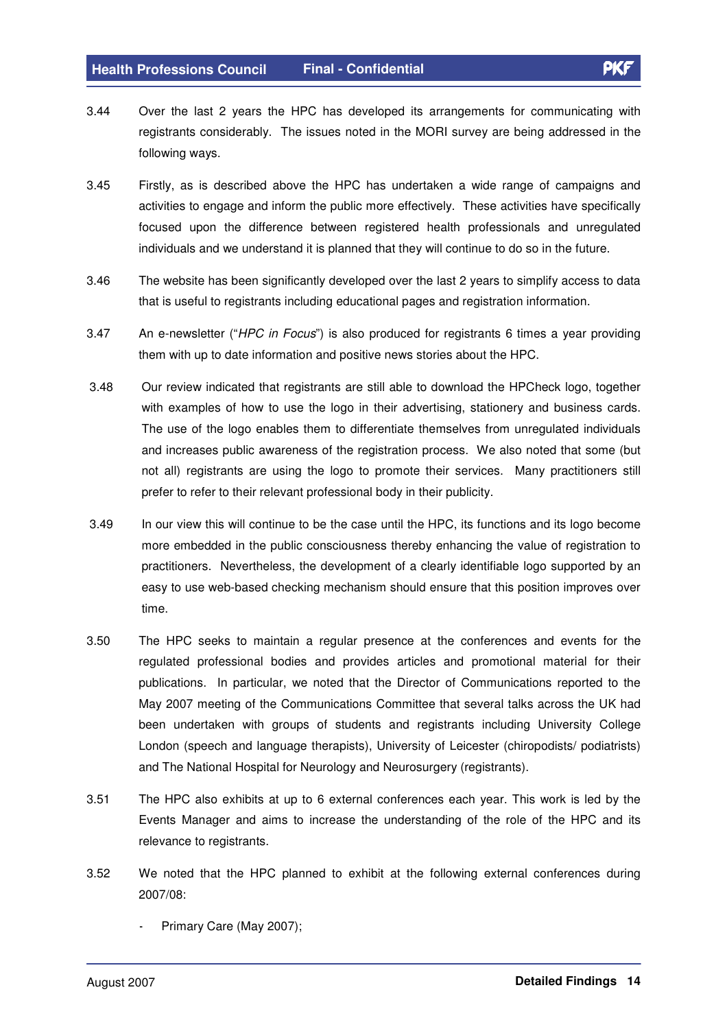3.44 Over the last 2 years the HPC has developed its arrangements for communicating with registrants considerably. The issues noted in the MORI survey are being addressed in the following ways.

3.45 Firstly, as is described above the HPC has undertaken a wide range of campaigns and activities to engage and inform the public more effectively. These activities have specifically focused upon the difference between registered health professionals and unregulated individuals and we understand it is planned that they will continue to do so in the future.

3.46 The website has been significantly developed over the last 2 years to simplify access to data that is useful to registrants including educational pages and registration information.

3.47 An e-newsletter ("*HPC in Focus*") is also produced for registrants 6 times a year providing them with up to date information and positive news stories about the HPC.

3.48 Our review indicated that registrants are still able to download the HPCheck logo, together with examples of how to use the logo in their advertising, stationery and business cards. The use of the logo enables them to differentiate themselves from unregulated individuals and increases public awareness of the registration process. We also noted that some (but not all) registrants are using the logo to promote their services. Many practitioners still prefer to refer to their relevant professional body in their publicity.

3.49 In our view this will continue to be the case until the HPC, its functions and its logo become more embedded in the public consciousness thereby enhancing the value of registration to practitioners. Nevertheless, the development of a clearly identifiable logo supported by an easy to use web-based checking mechanism should ensure that this position improves over time.

3.50 The HPC seeks to maintain a regular presence at the conferences and events for the regulated professional bodies and provides articles and promotional material for their publications. In particular, we noted that the Director of Communications reported to the May 2007 meeting of the Communications Committee that several talks across the UK had been undertaken with groups of students and registrants including University College London (speech and language therapists), University of Leicester (chiropodists/ podiatrists) and The National Hospital for Neurology and Neurosurgery (registrants).

3.51 The HPC also exhibits at up to 6 external conferences each year. This work is led by the Events Manager and aims to increase the understanding of the role of the HPC and its relevance to registrants.

3.52 We noted that the HPC planned to exhibit at the following external conferences during 2007/08:

- Primary Care (May 2007);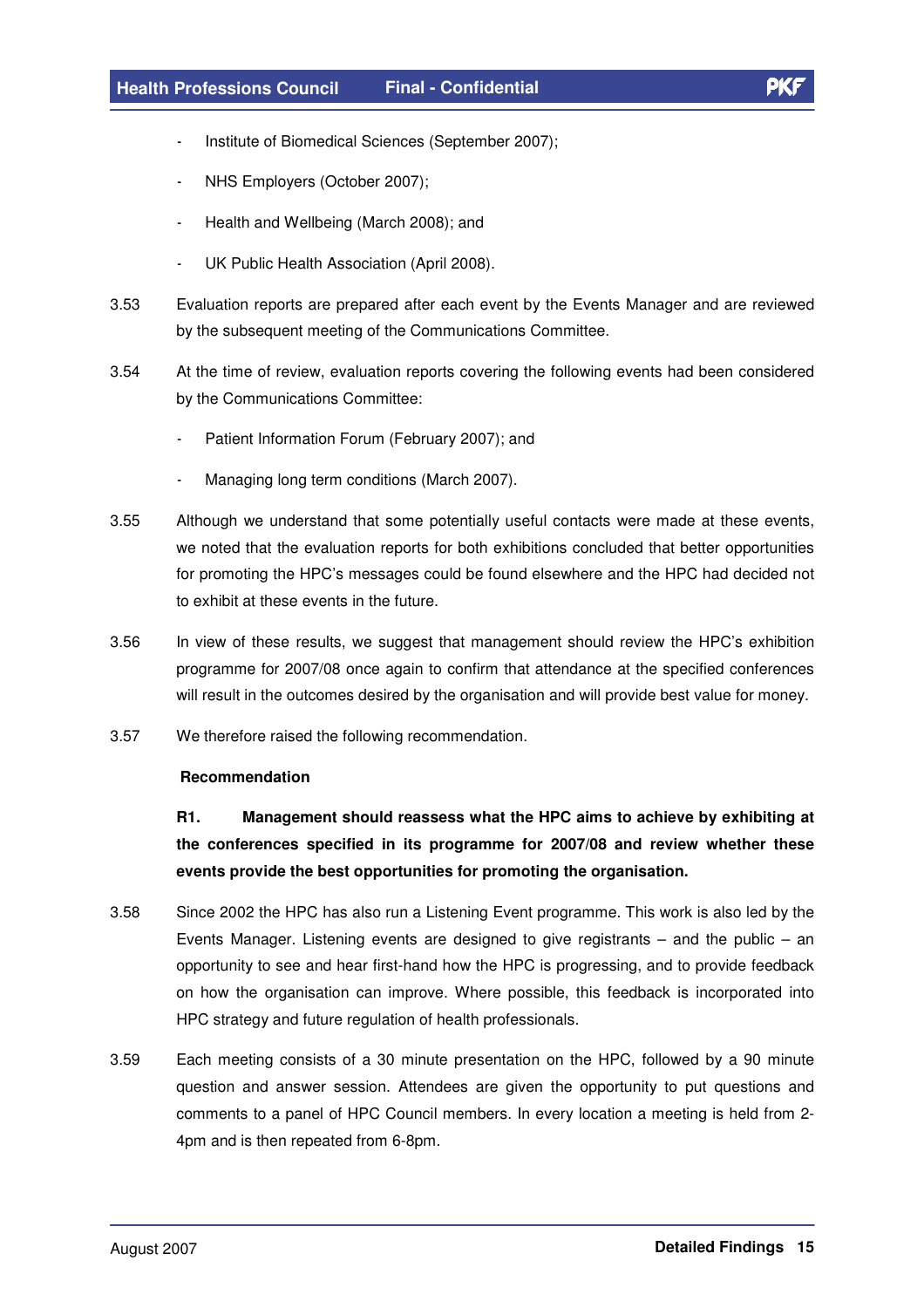- Institute of Biomedical Sciences (September 2007);
- NHS Employers (October 2007);
- Health and Wellbeing (March 2008); and
- UK Public Health Association (April 2008).

3.53 Evaluation reports are prepared after each event by the Events Manager and are reviewed by the subsequent meeting of the Communications Committee.

3.54 At the time of review, evaluation reports covering the following events had been considered by the Communications Committee:

- Patient Information Forum (February 2007); and
- Managing long term conditions (March 2007).

3.55 Although we understand that some potentially useful contacts were made at these events, we noted that the evaluation reports for both exhibitions concluded that better opportunities for promoting the HPC's messages could be found elsewhere and the HPC had decided not to exhibit at these events in the future.

3.56 In view of these results, we suggest that management should review the HPC's exhibition programme for 2007/08 once again to confirm that attendance at the specified conferences will result in the outcomes desired by the organisation and will provide best value for money.

3.57 We therefore raised the following recommendation.

**Recommendation**

**R1. Management should reassess what the HPC aims to achieve by exhibiting at the conferences specified in its programme for 2007/08 and review whether these events provide the best opportunities for promoting the organisation.**

3.58 Since 2002 the HPC has also run a Listening Event programme. This work is also led by the Events Manager. Listening events are designed to give registrants – and the public – an opportunity to see and hear first-hand how the HPC is progressing, and to provide feedback on how the organisation can improve. Where possible, this feedback is incorporated into HPC strategy and future regulation of health professionals.

3.59 Each meeting consists of a 30 minute presentation on the HPC, followed by a 90 minute question and answer session. Attendees are given the opportunity to put questions and comments to a panel of HPC Council members. In every location a meeting is held from 2-4pm and is then repeated from 6-8pm.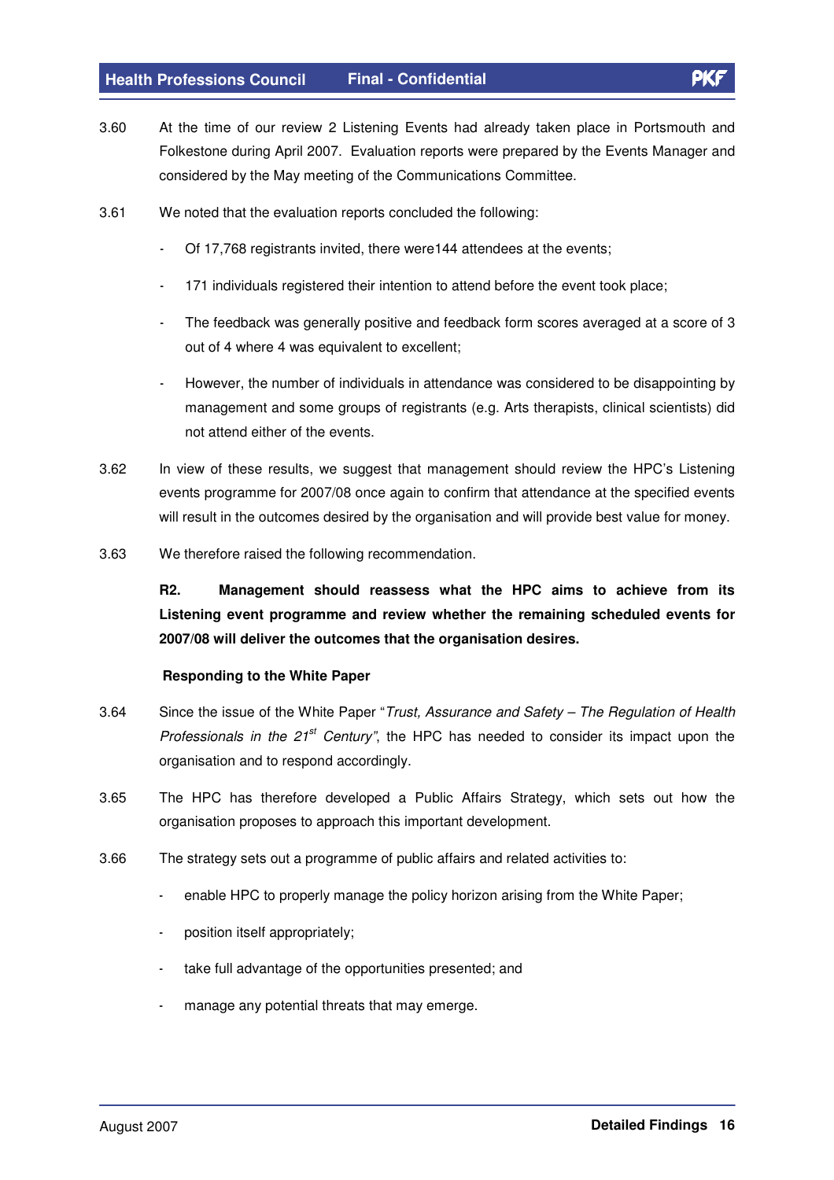3.60 At the time of our review 2 Listening Events had already taken place in Portsmouth and Folkestone during April 2007. Evaluation reports were prepared by the Events Manager and considered by the May meeting of the Communications Committee.

3.61 We noted that the evaluation reports concluded the following:

- Of 17,768 registrants invited, there were144 attendees at the events;
- 171 individuals registered their intention to attend before the event took place;
- The feedback was generally positive and feedback form scores averaged at a score of 3 out of 4 where 4 was equivalent to excellent;
- However, the number of individuals in attendance was considered to be disappointing by management and some groups of registrants (e.g. Arts therapists, clinical scientists) did not attend either of the events.

3.62 In view of these results, we suggest that management should review the HPC's Listening events programme for 2007/08 once again to confirm that attendance at the specified events will result in the outcomes desired by the organisation and will provide best value for money.

3.63 We therefore raised the following recommendation.

**R2. Management should reassess what the HPC aims to achieve from its Listening event programme and review whether the remaining scheduled events for 2007/08 will deliver the outcomes that the organisation desires.**

**Responding to the White Paper**

3.64 Since the issue of the White Paper "*Trust, Assurance and Safety – The Regulation of Health Professionals in the 21st Century"*, the HPC has needed to consider its impact upon the organisation and to respond accordingly.

3.65 The HPC has therefore developed a Public Affairs Strategy, which sets out how the organisation proposes to approach this important development.

3.66 The strategy sets out a programme of public affairs and related activities to:

- enable HPC to properly manage the policy horizon arising from the White Paper;
- position itself appropriately;
- take full advantage of the opportunities presented; and
- manage any potential threats that may emerge.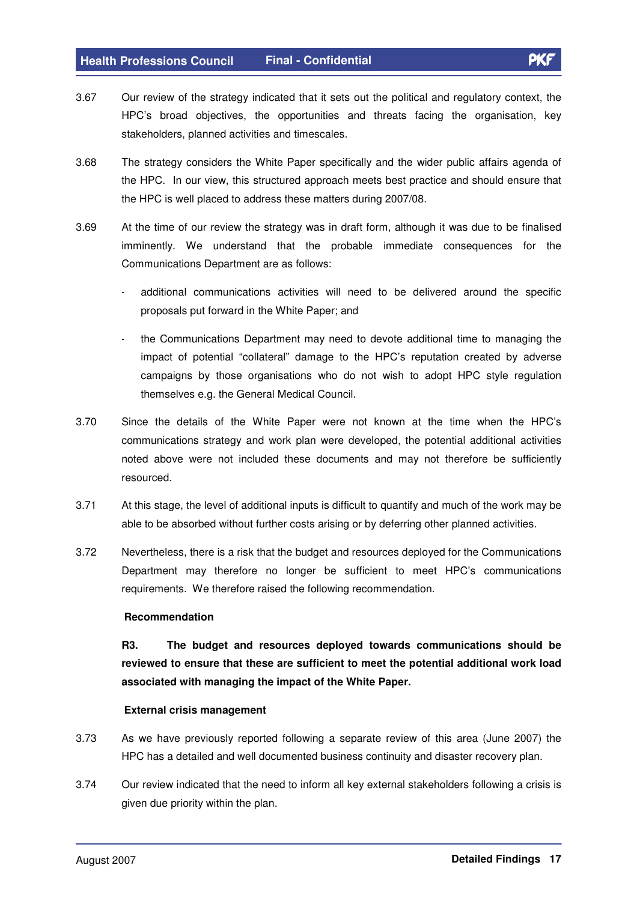3.67 Our review of the strategy indicated that it sets out the political and regulatory context, the HPC's broad objectives, the opportunities and threats facing the organisation, key stakeholders, planned activities and timescales.

3.68 The strategy considers the White Paper specifically and the wider public affairs agenda of the HPC. In our view, this structured approach meets best practice and should ensure that the HPC is well placed to address these matters during 2007/08.

3.69 At the time of our review the strategy was in draft form, although it was due to be finalised imminently. We understand that the probable immediate consequences for the Communications Department are as follows:

- additional communications activities will need to be delivered around the specific proposals put forward in the White Paper; and
- the Communications Department may need to devote additional time to managing the impact of potential "collateral" damage to the HPC's reputation created by adverse campaigns by those organisations who do not wish to adopt HPC style regulation themselves e.g. the General Medical Council.

3.70 Since the details of the White Paper were not known at the time when the HPC's communications strategy and work plan were developed, the potential additional activities noted above were not included these documents and may not therefore be sufficiently resourced.

3.71 At this stage, the level of additional inputs is difficult to quantify and much of the work may be able to be absorbed without further costs arising or by deferring other planned activities.

3.72 Nevertheless, there is a risk that the budget and resources deployed for the Communications Department may therefore no longer be sufficient to meet HPC's communications requirements. We therefore raised the following recommendation.

**Recommendation**

**R3. The budget and resources deployed towards communications should be reviewed to ensure that these are sufficient to meet the potential additional work load associated with managing the impact of the White Paper.**

**External crisis management**

3.73 As we have previously reported following a separate review of this area (June 2007) the HPC has a detailed and well documented business continuity and disaster recovery plan.

3.74 Our review indicated that the need to inform all key external stakeholders following a crisis is given due priority within the plan.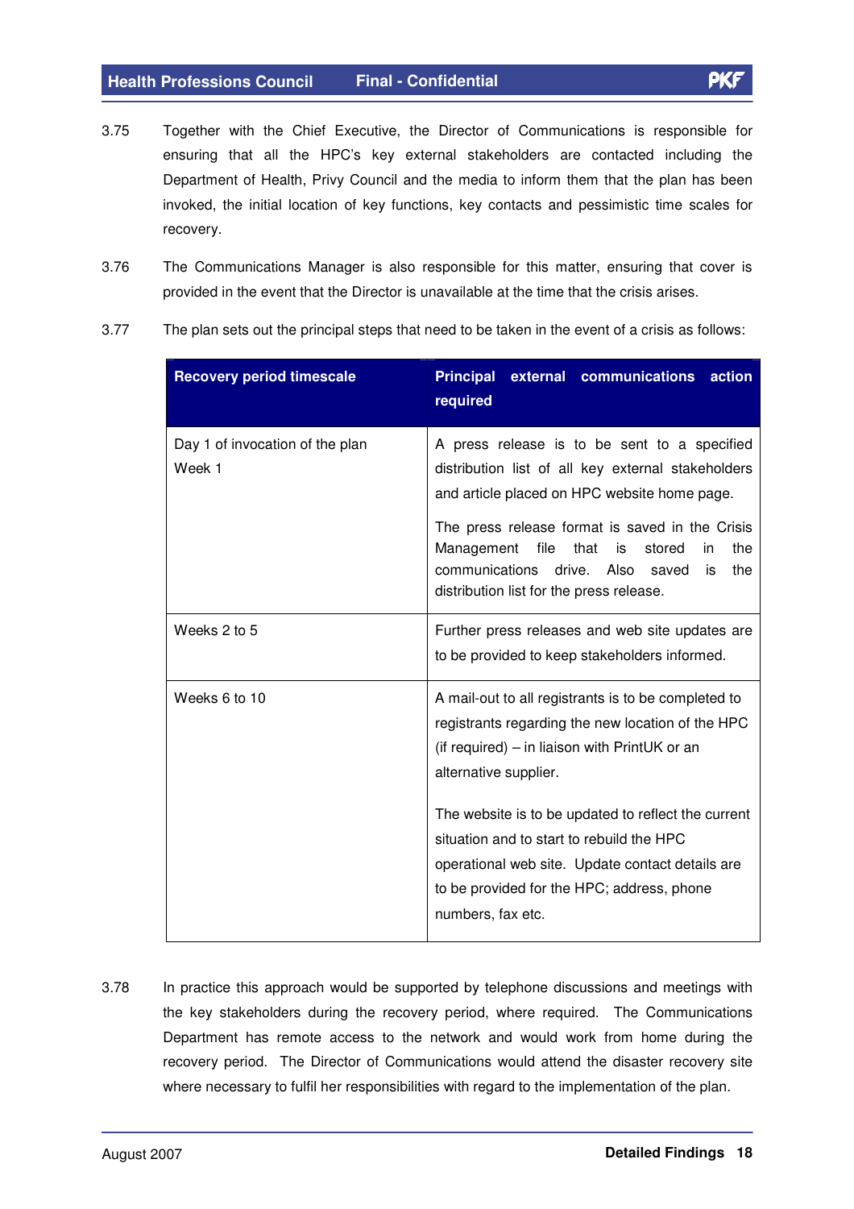3.75 Together with the Chief Executive, the Director of Communications is responsible for ensuring that all the HPC's key external stakeholders are contacted including the Department of Health, Privy Council and the media to inform them that the plan has been invoked, the initial location of key functions, key contacts and pessimistic time scales for recovery.

3.76 The Communications Manager is also responsible for this matter, ensuring that cover is provided in the event that the Director is unavailable at the time that the crisis arises.

3.77 The plan sets out the principal steps that need to be taken in the event of a crisis as follows:

| Recovery period timescale | Principal external communications action required |
| --- | --- |
| Day 1 of invocation of the plan<br>Week 1 | A press release is to be sent to a specified distribution list of all key external stakeholders and article placed on HPC website home page.<br><br>The press release format is saved in the Crisis Management file that is stored in the communications drive. Also saved is the distribution list for the press release. |
| Weeks 2 to 5 | Further press releases and web site updates are to be provided to keep stakeholders informed. |
| Weeks 6 to 10 | A mail-out to all registrants is to be completed to registrants regarding the new location of the HPC (if required) – in liaison with PrintUK or an alternative supplier.<br><br>The website is to be updated to reflect the current situation and to start to rebuild the HPC operational web site. Update contact details are to be provided for the HPC; address, phone numbers, fax etc. |

3.78 In practice this approach would be supported by telephone discussions and meetings with the key stakeholders during the recovery period, where required. The Communications Department has remote access to the network and would work from home during the recovery period. The Director of Communications would attend the disaster recovery site where necessary to fulfil her responsibilities with regard to the implementation of the plan.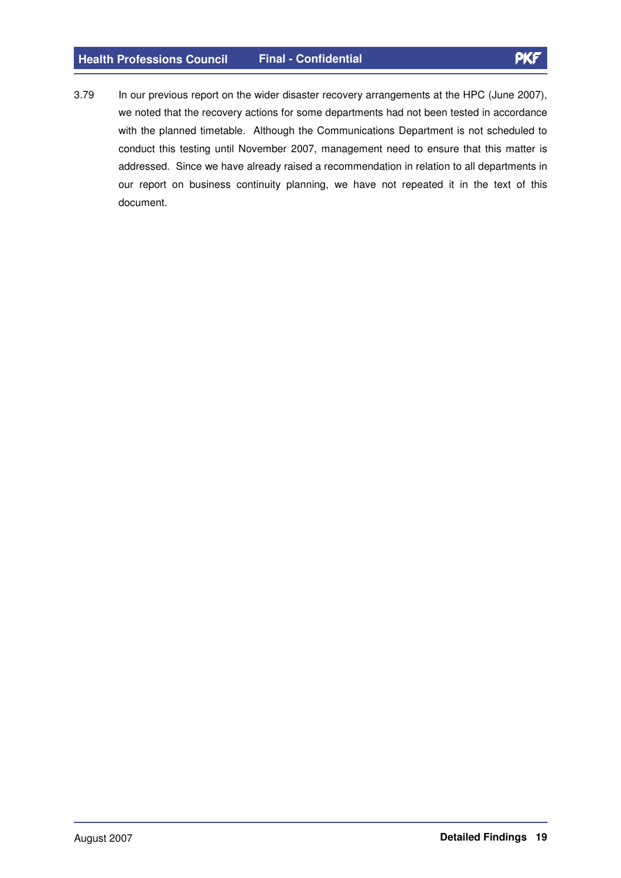3.79 In our previous report on the wider disaster recovery arrangements at the HPC (June 2007), we noted that the recovery actions for some departments had not been tested in accordance with the planned timetable. Although the Communications Department is not scheduled to conduct this testing until November 2007, management need to ensure that this matter is addressed. Since we have already raised a recommendation in relation to all departments in our report on business continuity planning, we have not repeated it in the text of this document.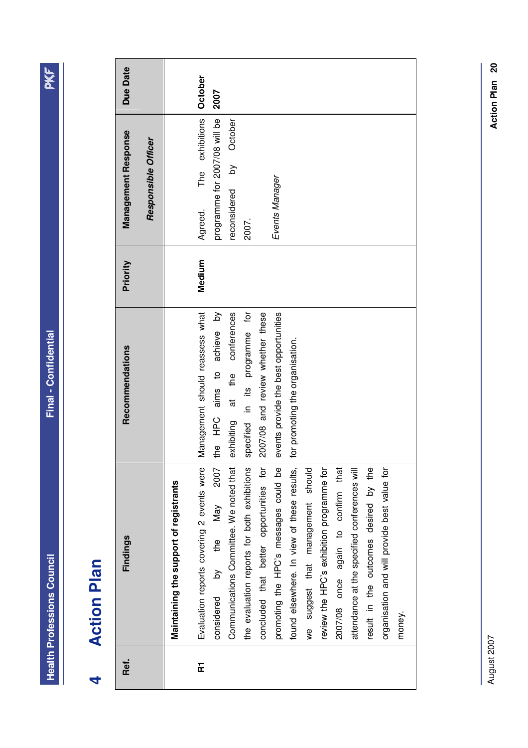# 4 Action Plan

| Ref. | Findings | Recommendations | Priority | Management Response<br>*Responsible Officer* | Due Date |
|---|---|---|---|---|---|
| | **Maintaining the support of registrants** | | | | |
| **R1** | Evaluation reports covering 2 events were considered by the May 2007 Communications Committee. We noted that the evaluation reports for both exhibitions concluded that better opportunities for promoting the HPC's messages could be found elsewhere. In view of these results, we suggest that management should review the HPC's exhibition programme for 2007/08 once again to confirm that attendance at the specified conferences will result in the outcomes desired by the organisation and will provide best value for money. | Management should reassess what the HPC aims to achieve by exhibiting at the conferences specified in its programme for 2007/08 and review whether these events provide the best opportunities for promoting the organisation. | **Medium** | Agreed. The exhibitions programme for 2007/08 will be reconsidered by October 2007.<br><br>*Events Manager* | **October 2007** |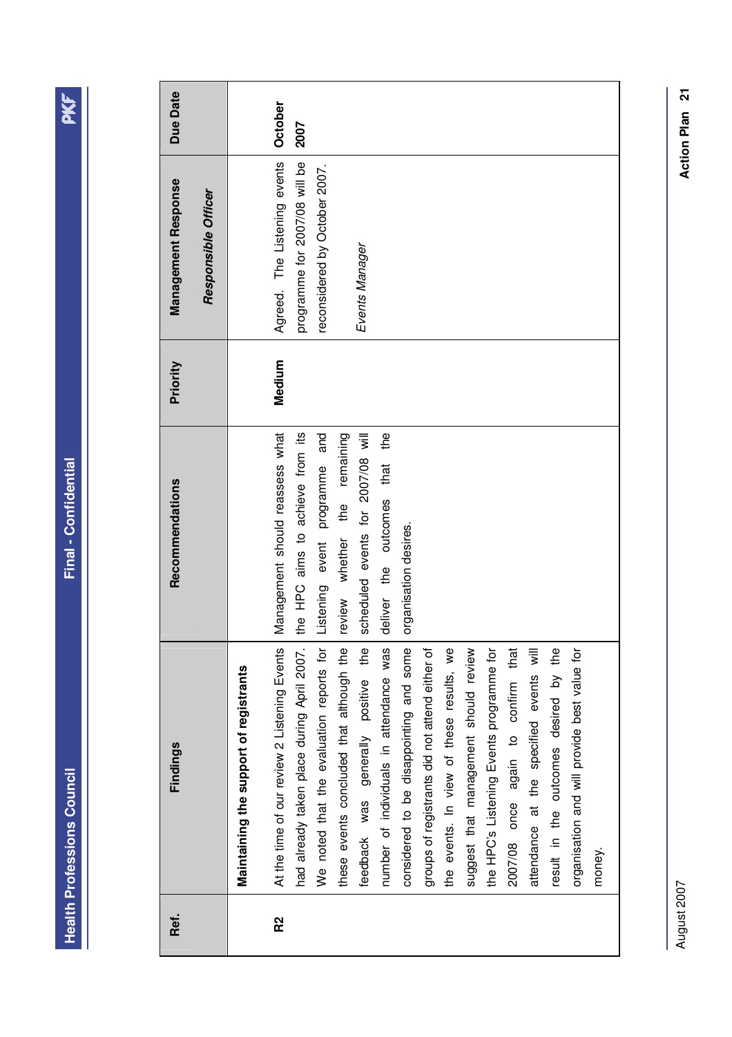| Ref. | Findings | Recommendations | Priority | Management Response<br>*Responsible Officer* | Due Date |
|---|---|---|---|---|---|
| | **Maintaining the support of registrants** | | | | |
| R2 | At the time of our review 2 Listening Events had already taken place during April 2007. We noted that the evaluation reports for these events concluded that although the feedback was generally positive the number of individuals in attendance was considered to be disappointing and some groups of registrants did not attend either of the events. In view of these results, we suggest that management should review the HPC's Listening Events programme for 2007/08 once again to confirm that attendance at the specified events will result in the outcomes desired by the organisation and will provide best value for money. | Management should reassess what the HPC aims to achieve from its Listening event programme and review whether the remaining scheduled events for 2007/08 will deliver the outcomes that the organisation desires. | **Medium** | Agreed. The Listening events programme for 2007/08 will be reconsidered by October 2007.<br><br>*Events Manager* | **October 2007** |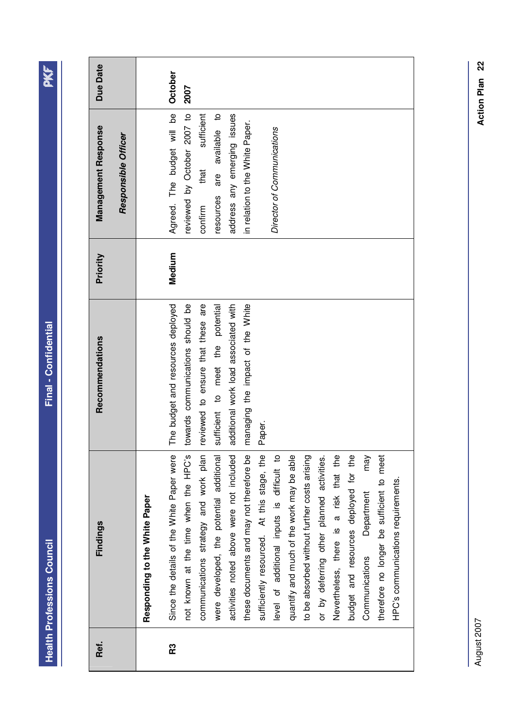| Ref. | Findings | Recommendations | Priority | Management Response *Responsible Officer* | Due Date |
|---|---|---|---|---|---|
| | **Responding to the White Paper** | | | | |
| R3 | Since the details of the White Paper were not known at the time when the HPC's communications strategy and work plan were developed, the potential additional activities noted above were not included these documents and may not therefore be sufficiently resourced. At this stage, the level of additional inputs is difficult to quantify and much of the work may be able to be absorbed without further costs arising or by deferring other planned activities. Nevertheless, there is a risk that the budget and resources deployed for the Communications Department may therefore no longer be sufficient to meet HPC's communications requirements. | The budget and resources deployed towards communications should be reviewed to ensure that these are sufficient to meet the potential additional work load associated with managing the impact of the White Paper. | **Medium** | Agreed. The budget will be reviewed by October 2007 to confirm that sufficient resources are available to address any emerging issues in relation to the White Paper. *Director of Communications* | **October 2007** |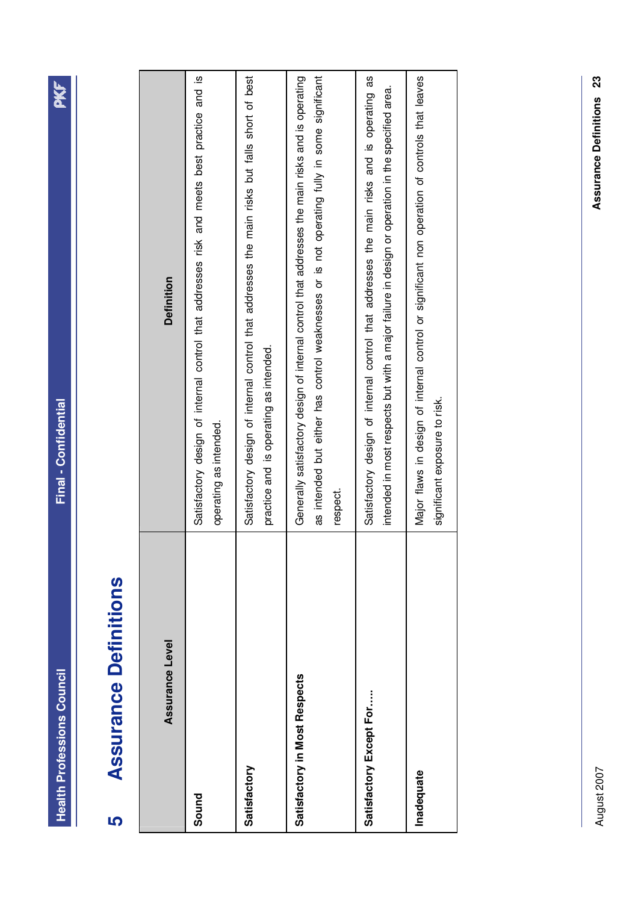# 5 Assurance Definitions

| Assurance Level | Definition |
| --- | --- |
| **Sound** | Satisfactory design of internal control that addresses risk and meets best practice and is operating as intended. |
| **Satisfactory** | Satisfactory design of internal control that addresses the main risks but falls short of best practice and is operating as intended. |
| **Satisfactory in Most Respects** | Generally satisfactory design of internal control that addresses the main risks and is operating as intended but either has control weaknesses or is not operating fully in some significant respect. |
| **Satisfactory Except For…..** | Satisfactory design of internal control that addresses the main risks and is operating as intended in most respects but with a major failure in design or operation in the specified area. |
| **Inadequate** | Major flaws in design of internal control or significant non operation of controls that leaves significant exposure to risk. |